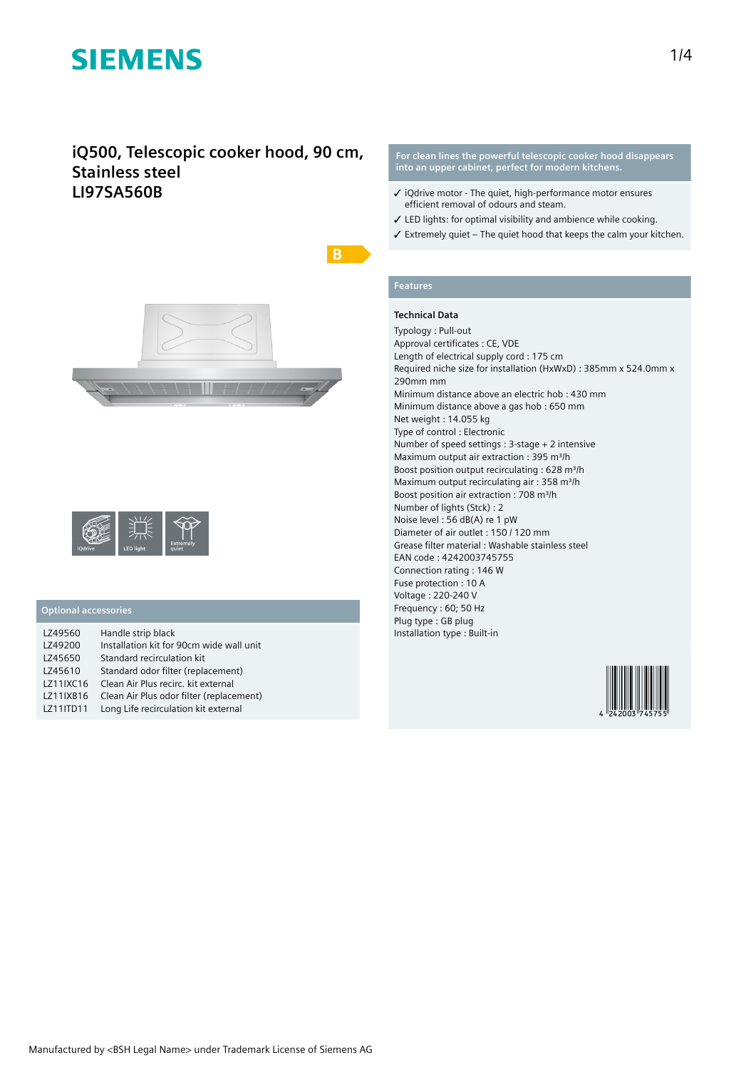SIEMENS

# iQ500, Telescopic cooker hood, 90 cm, Stainless steel
# LI97SA560B

B

iQdrive | LED light | Extremely quiet

## Optional accessories

| | |
|---|---|
| LZ49560 | Handle strip black |
| LZ49200 | Installation kit for 90cm wide wall unit |
| LZ45650 | Standard recirculation kit |
| LZ45610 | Standard odor filter (replacement) |
| LZ11IXC16 | Clean Air Plus recirc. kit external |
| LZ11IXB16 | Clean Air Plus odor filter (replacement) |
| LZ11ITD11 | Long Life recirculation kit external |

**For clean lines the powerful telescopic cooker hood disappears into an upper cabinet, perfect for modern kitchens.**

- ✓ iQdrive motor - The quiet, high-performance motor ensures efficient removal of odours and steam.
- ✓ LED lights: for optimal visibility and ambience while cooking.
- ✓ Extremely quiet – The quiet hood that keeps the calm your kitchen.

## Features

### Technical Data

Typology : Pull-out
Approval certificates : CE, VDE
Length of electrical supply cord : 175 cm
Required niche size for installation (HxWxD) : 385mm x 524.0mm x 290mm mm
Minimum distance above an electric hob : 430 mm
Minimum distance above a gas hob : 650 mm
Net weight : 14.055 kg
Type of control : Electronic
Number of speed settings : 3-stage + 2 intensive
Maximum output air extraction : 395 m³/h
Boost position output recirculating : 628 m³/h
Maximum output recirculating air : 358 m³/h
Boost position air extraction : 708 m³/h
Number of lights (Stck) : 2
Noise level : 56 dB(A) re 1 pW
Diameter of air outlet : 150 / 120 mm
Grease filter material : Washable stainless steel
EAN code : 4242003745755
Connection rating : 146 W
Fuse protection : 10 A
Voltage : 220-240 V
Frequency : 60; 50 Hz
Plug type : GB plug
Installation type : Built-in

4 242003 745755

Manufactured by <BSH Legal Name> under Trademark License of Siemens AG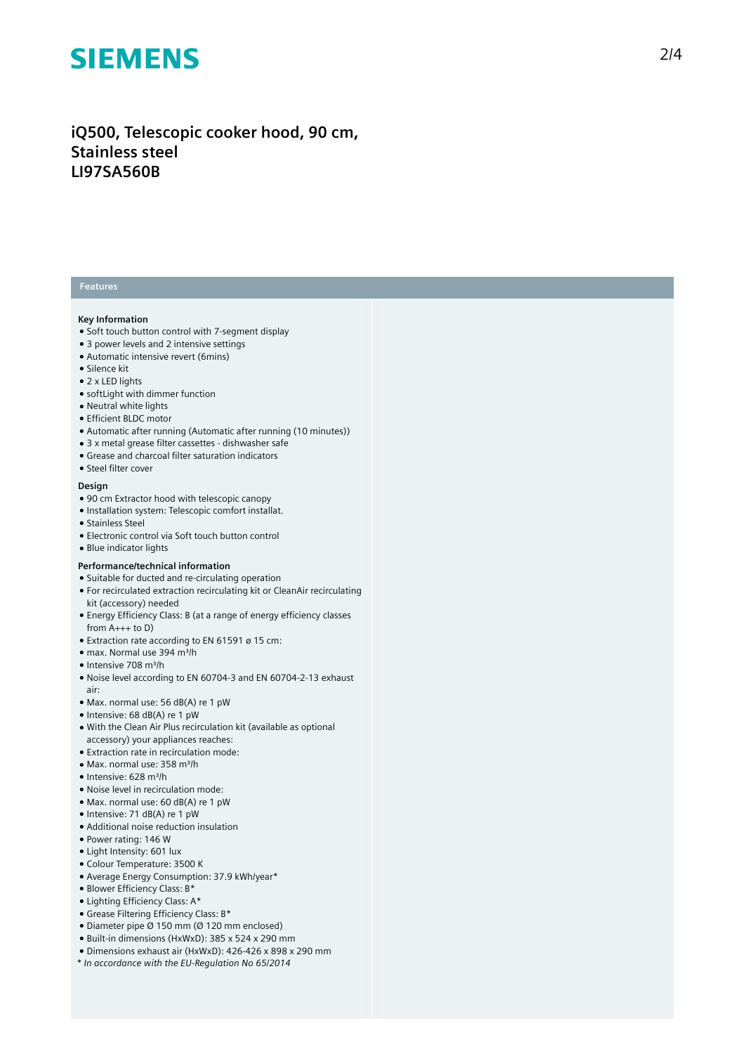# iQ500, Telescopic cooker hood, 90 cm, Stainless steel
# LI97SA560B

## Features

### Key Information

- Soft touch button control with 7-segment display
- 3 power levels and 2 intensive settings
- Automatic intensive revert (6mins)
- Silence kit
- 2 x LED lights
- softLight with dimmer function
- Neutral white lights
- Efficient BLDC motor
- Automatic after running (Automatic after running (10 minutes))
- 3 x metal grease filter cassettes - dishwasher safe
- Grease and charcoal filter saturation indicators
- Steel filter cover

### Design

- 90 cm Extractor hood with telescopic canopy
- Installation system: Telescopic comfort installat.
- Stainless Steel
- Electronic control via Soft touch button control
- Blue indicator lights

### Performance/technical information

- Suitable for ducted and re-circulating operation
- For recirculated extraction recirculating kit or CleanAir recirculating kit (accessory) needed
- Energy Efficiency Class: B (at a range of energy efficiency classes from A+++ to D)
- Extraction rate according to EN 61591 ø 15 cm:
- max. Normal use 394 m³/h
- Intensive 708 m³/h
- Noise level according to EN 60704-3 and EN 60704-2-13 exhaust air:
- Max. normal use: 56 dB(A) re 1 pW
- Intensive: 68 dB(A) re 1 pW
- With the Clean Air Plus recirculation kit (available as optional accessory) your appliances reaches:
- Extraction rate in recirculation mode:
- Max. normal use: 358 m³/h
- Intensive: 628 m³/h
- Noise level in recirculation mode:
- Max. normal use: 60 dB(A) re 1 pW
- Intensive: 71 dB(A) re 1 pW
- Additional noise reduction insulation
- Power rating: 146 W
- Light Intensity: 601 lux
- Colour Temperature: 3500 K
- Average Energy Consumption: 37.9 kWh/year*
- Blower Efficiency Class: B*
- Lighting Efficiency Class: A*
- Grease Filtering Efficiency Class: B*
- Diameter pipe Ø 150 mm (Ø 120 mm enclosed)
- Built-in dimensions (HxWxD): 385 x 524 x 290 mm
- Dimensions exhaust air (HxWxD): 426-426 x 898 x 290 mm

*\* In accordance with the EU-Regulation No 65/2014*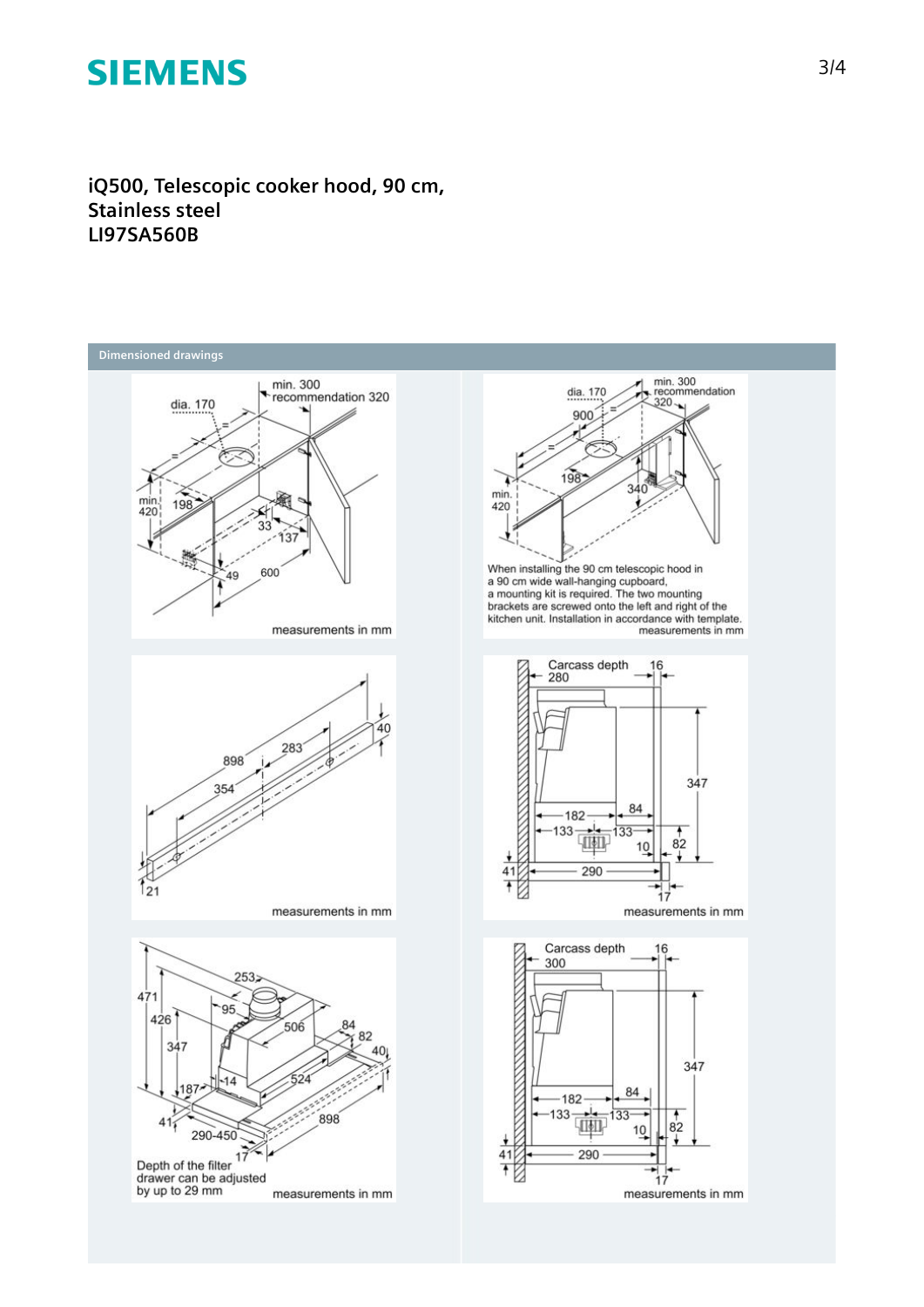**iQ500, Telescopic cooker hood, 90 cm, Stainless steel**
**LI97SA560B**

## Dimensioned drawings

dia. 170
min. 300
recommendation 320
min. 420
198
33
137
49
600
measurements in mm

dia. 170
min. 300
recommendation 320
900
198
340
min. 420

When installing the 90 cm telescopic hood in a 90 cm wide wall-hanging cupboard, a mounting kit is required. The two mounting brackets are screwed onto the left and right of the kitchen unit. Installation in accordance with template.
measurements in mm

898
283
354
40
21
measurements in mm

Carcass depth 280
16
347
182
84
133
133
10
82
41
290
17
measurements in mm

471
426
347
253
95
506
84
82
40
187
14
524
41
290-450
898
17

Depth of the filter drawer can be adjusted by up to 29 mm
measurements in mm

Carcass depth 300
16
347
182
84
133
133
10
82
41
290
17
measurements in mm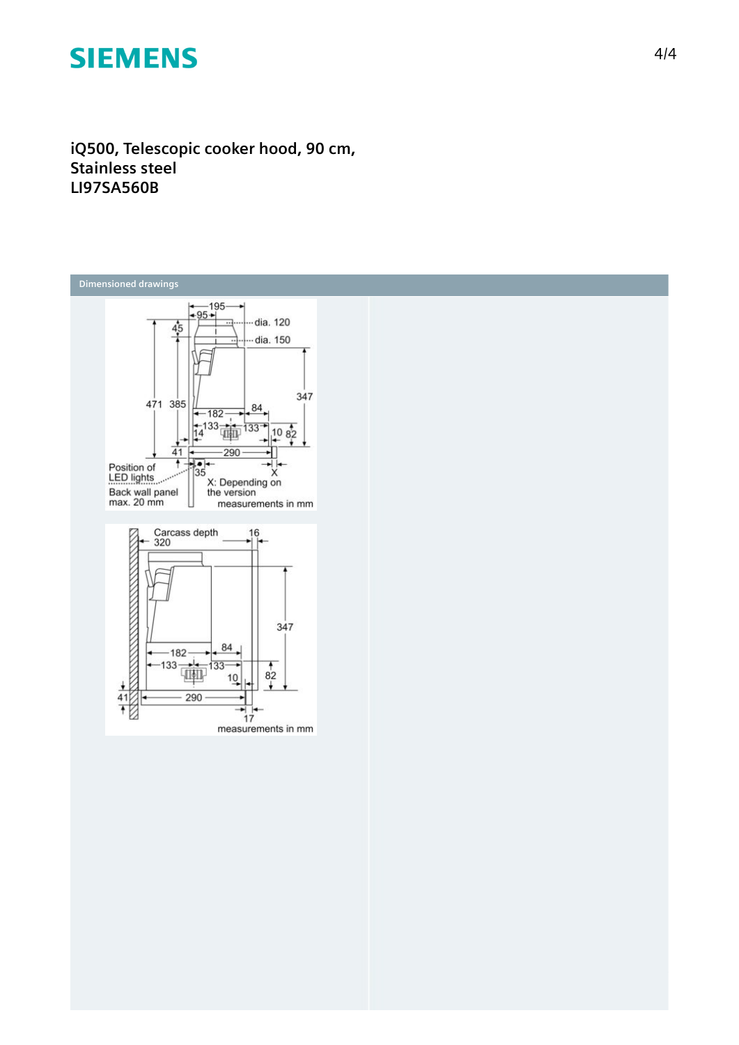# iQ500, Telescopic cooker hood, 90 cm, Stainless steel
# LI97SA560B

## Dimensioned drawings

195
95
45
dia. 120
dia. 150
347
471
385
84
182
133
133
14
10
82
41
290
Position of LED lights
35
X
X: Depending on the version
Back wall panel max. 20 mm
measurements in mm

Carcass depth 320
16
347
182
84
133
133
10
82
41
290
17
measurements in mm